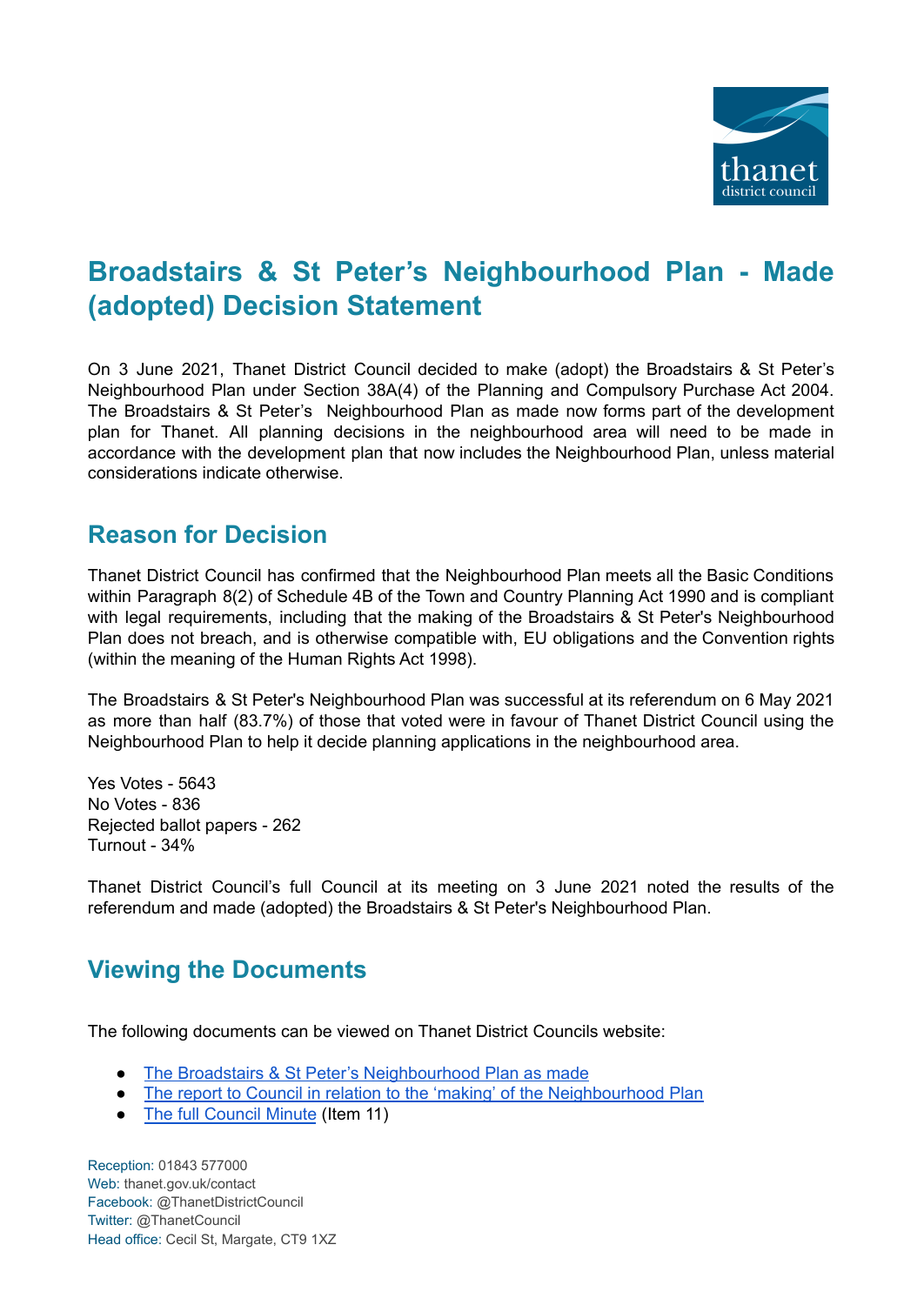# Broadstairs & St Peter's Neighbourhood Plan - Made (adopted) Decision Statement

On 3 June 2021, Thanet District Council decided to make (adopt) the Broadstairs & St Peter's Neighbourhood Plan under Section 38A(4) of the Planning and Compulsory Purchase Act 2004. The Broadstairs & St Peter's Neighbourhood Plan as made now forms part of the development plan for Thanet. All planning decisions in the neighbourhood area will need to be made in accordance with the development plan that now includes the Neighbourhood Plan, unless material considerations indicate otherwise.

## Reason for Decision

Thanet District Council has confirmed that the Neighbourhood Plan meets all the Basic Conditions within Paragraph 8(2) of Schedule 4B of the Town and Country Planning Act 1990 and is compliant with legal requirements, including that the making of the Broadstairs & St Peter's Neighbourhood Plan does not breach, and is otherwise compatible with, EU obligations and the Convention rights (within the meaning of the Human Rights Act 1998).

The Broadstairs & St Peter's Neighbourhood Plan was successful at its referendum on 6 May 2021 as more than half (83.7%) of those that voted were in favour of Thanet District Council using the Neighbourhood Plan to help it decide planning applications in the neighbourhood area.

Yes Votes - 5643
No Votes - 836
Rejected ballot papers - 262
Turnout - 34%

Thanet District Council's full Council at its meeting on 3 June 2021 noted the results of the referendum and made (adopted) the Broadstairs & St Peter's Neighbourhood Plan.

## Viewing the Documents

The following documents can be viewed on Thanet District Councils website:

- The Broadstairs & St Peter's Neighbourhood Plan as made
- The report to Council in relation to the 'making' of the Neighbourhood Plan
- The full Council Minute (Item 11)

Reception: 01843 577000
Web: thanet.gov.uk/contact
Facebook: @ThanetDistrictCouncil
Twitter: @ThanetCouncil
Head office: Cecil St, Margate, CT9 1XZ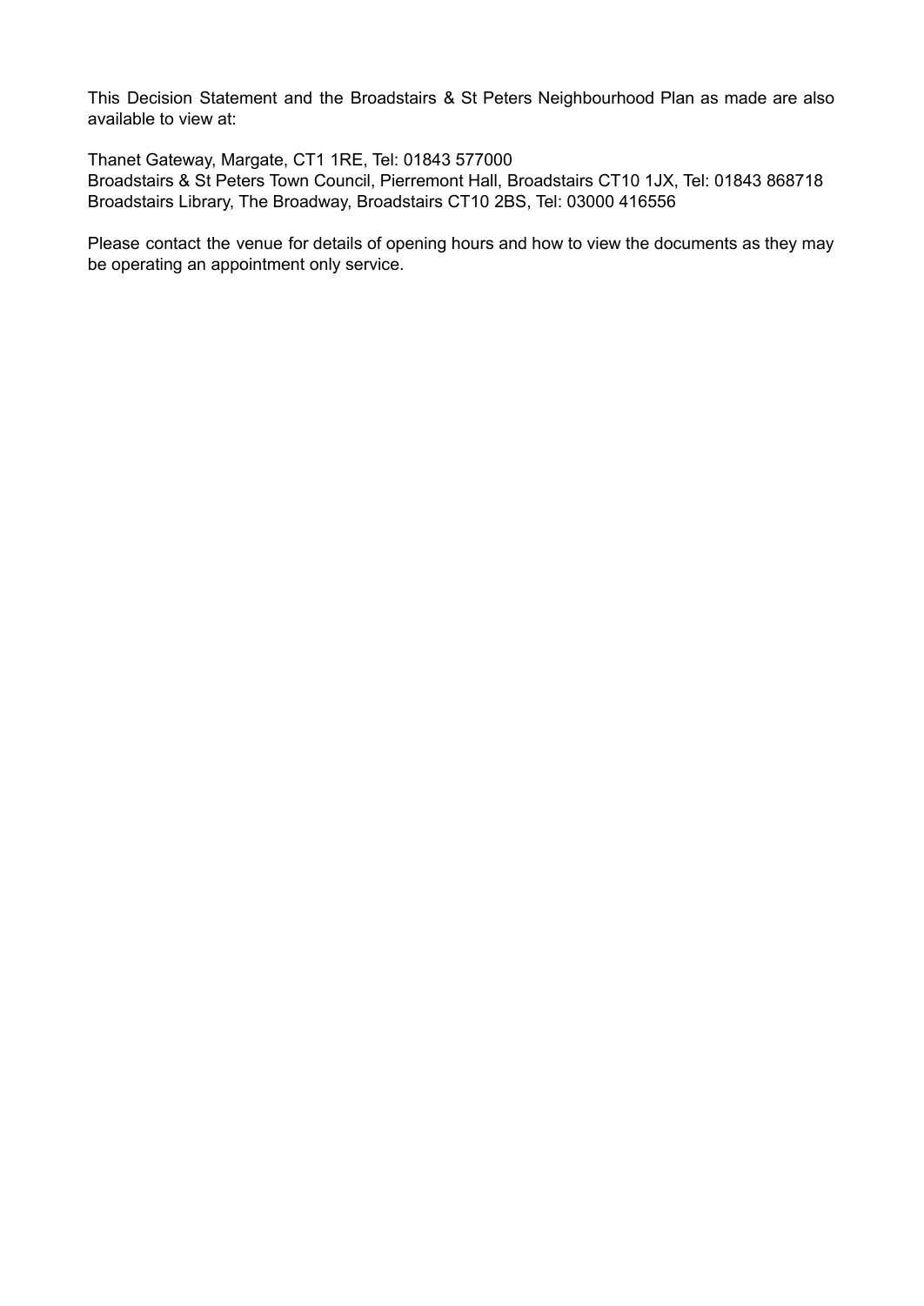This Decision Statement and the Broadstairs & St Peters Neighbourhood Plan as made are also available to view at:

Thanet Gateway, Margate, CT1 1RE, Tel: 01843 577000
Broadstairs & St Peters Town Council, Pierremont Hall, Broadstairs CT10 1JX, Tel: 01843 868718
Broadstairs Library, The Broadway, Broadstairs CT10 2BS, Tel: 03000 416556

Please contact the venue for details of opening hours and how to view the documents as they may be operating an appointment only service.